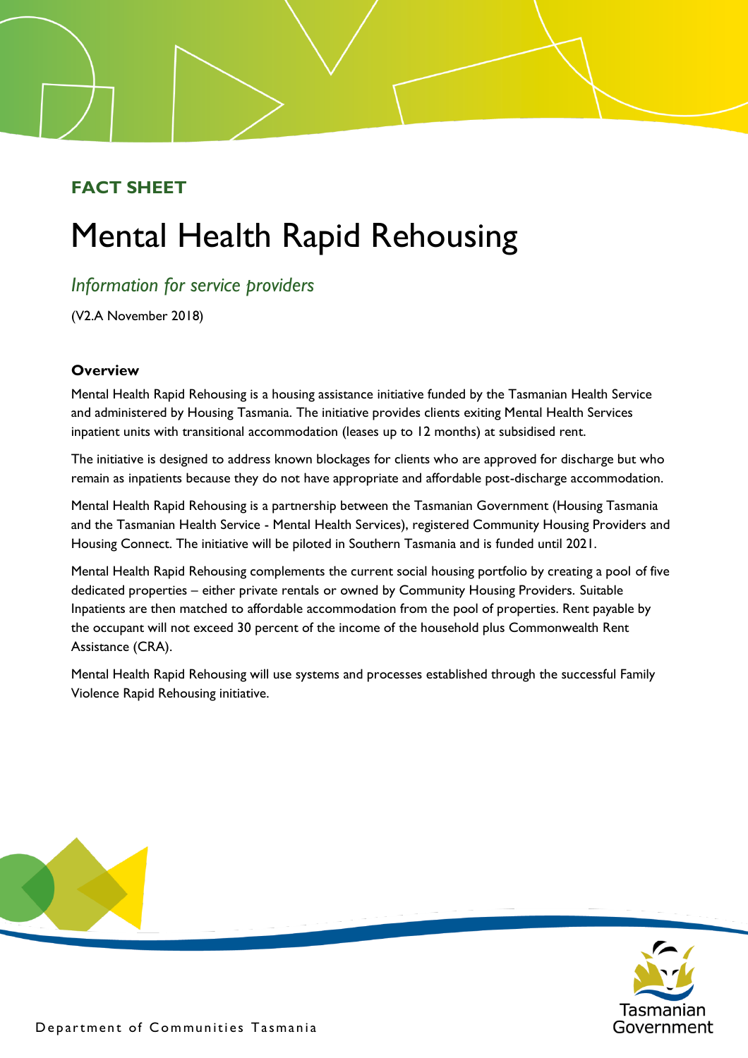**FACT SHEET**

# Mental Health Rapid Rehousing

## *Information for service providers*

(V2.A November 2018)

### Overview

Mental Health Rapid Rehousing is a housing assistance initiative funded by the Tasmanian Health Service and administered by Housing Tasmania. The initiative provides clients exiting Mental Health Services inpatient units with transitional accommodation (leases up to 12 months) at subsidised rent.

The initiative is designed to address known blockages for clients who are approved for discharge but who remain as inpatients because they do not have appropriate and affordable post-discharge accommodation.

Mental Health Rapid Rehousing is a partnership between the Tasmanian Government (Housing Tasmania and the Tasmanian Health Service - Mental Health Services), registered Community Housing Providers and Housing Connect. The initiative will be piloted in Southern Tasmania and is funded until 2021.

Mental Health Rapid Rehousing complements the current social housing portfolio by creating a pool of five dedicated properties – either private rentals or owned by Community Housing Providers. Suitable Inpatients are then matched to affordable accommodation from the pool of properties. Rent payable by the occupant will not exceed 30 percent of the income of the household plus Commonwealth Rent Assistance (CRA).

Mental Health Rapid Rehousing will use systems and processes established through the successful Family Violence Rapid Rehousing initiative.

Department of Communities Tasmania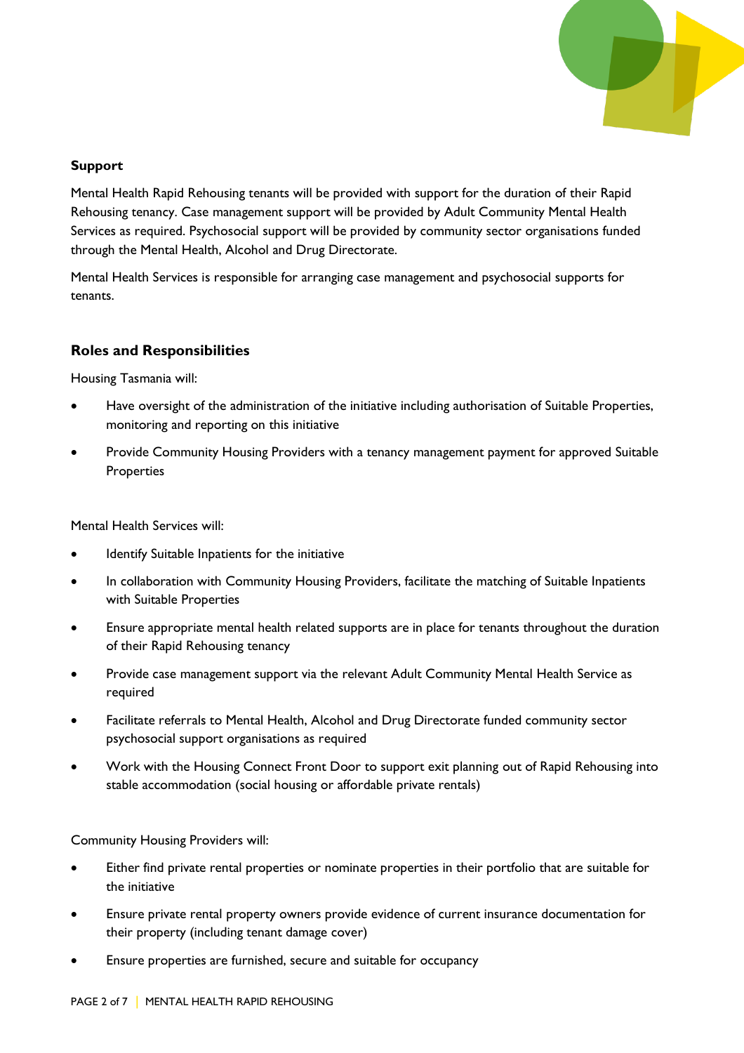**Support**

Mental Health Rapid Rehousing tenants will be provided with support for the duration of their Rapid Rehousing tenancy. Case management support will be provided by Adult Community Mental Health Services as required. Psychosocial support will be provided by community sector organisations funded through the Mental Health, Alcohol and Drug Directorate.

Mental Health Services is responsible for arranging case management and psychosocial supports for tenants.

## Roles and Responsibilities

Housing Tasmania will:

- Have oversight of the administration of the initiative including authorisation of Suitable Properties, monitoring and reporting on this initiative
- Provide Community Housing Providers with a tenancy management payment for approved Suitable Properties

Mental Health Services will:

- Identify Suitable Inpatients for the initiative
- In collaboration with Community Housing Providers, facilitate the matching of Suitable Inpatients with Suitable Properties
- Ensure appropriate mental health related supports are in place for tenants throughout the duration of their Rapid Rehousing tenancy
- Provide case management support via the relevant Adult Community Mental Health Service as required
- Facilitate referrals to Mental Health, Alcohol and Drug Directorate funded community sector psychosocial support organisations as required
- Work with the Housing Connect Front Door to support exit planning out of Rapid Rehousing into stable accommodation (social housing or affordable private rentals)

Community Housing Providers will:

- Either find private rental properties or nominate properties in their portfolio that are suitable for the initiative
- Ensure private rental property owners provide evidence of current insurance documentation for their property (including tenant damage cover)
- Ensure properties are furnished, secure and suitable for occupancy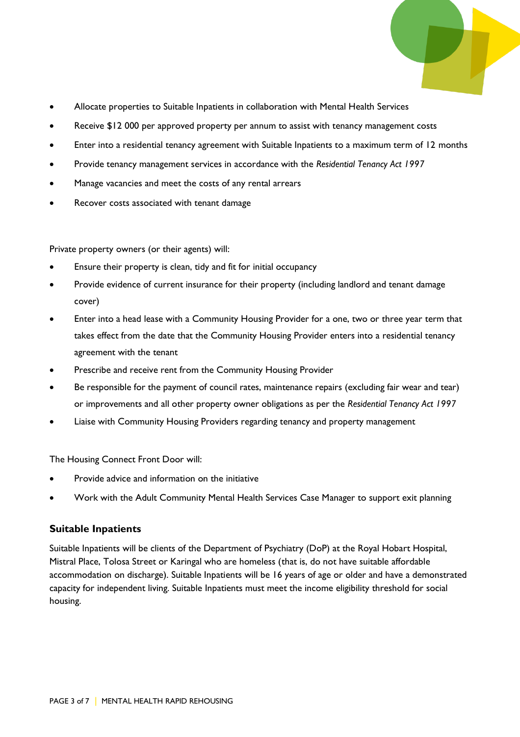- Allocate properties to Suitable Inpatients in collaboration with Mental Health Services
- Receive $12 000 per approved property per annum to assist with tenancy management costs
- Enter into a residential tenancy agreement with Suitable Inpatients to a maximum term of 12 months
- Provide tenancy management services in accordance with the *Residential Tenancy Act 1997*
- Manage vacancies and meet the costs of any rental arrears
- Recover costs associated with tenant damage

Private property owners (or their agents) will:

- Ensure their property is clean, tidy and fit for initial occupancy
- Provide evidence of current insurance for their property (including landlord and tenant damage cover)
- Enter into a head lease with a Community Housing Provider for a one, two or three year term that takes effect from the date that the Community Housing Provider enters into a residential tenancy agreement with the tenant
- Prescribe and receive rent from the Community Housing Provider
- Be responsible for the payment of council rates, maintenance repairs (excluding fair wear and tear) or improvements and all other property owner obligations as per the *Residential Tenancy Act 1997*
- Liaise with Community Housing Providers regarding tenancy and property management

The Housing Connect Front Door will:

- Provide advice and information on the initiative
- Work with the Adult Community Mental Health Services Case Manager to support exit planning

### Suitable Inpatients

Suitable Inpatients will be clients of the Department of Psychiatry (DoP) at the Royal Hobart Hospital, Mistral Place, Tolosa Street or Karingal who are homeless (that is, do not have suitable affordable accommodation on discharge). Suitable Inpatients will be 16 years of age or older and have a demonstrated capacity for independent living. Suitable Inpatients must meet the income eligibility threshold for social housing.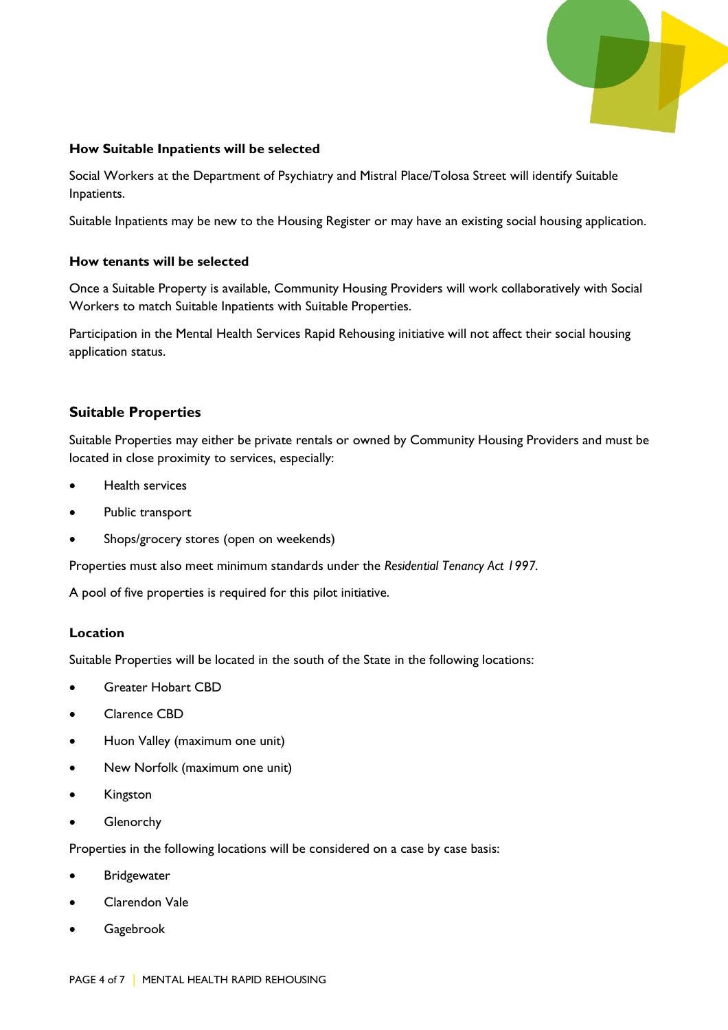### How Suitable Inpatients will be selected

Social Workers at the Department of Psychiatry and Mistral Place/Tolosa Street will identify Suitable Inpatients.

Suitable Inpatients may be new to the Housing Register or may have an existing social housing application.

### How tenants will be selected

Once a Suitable Property is available, Community Housing Providers will work collaboratively with Social Workers to match Suitable Inpatients with Suitable Properties.

Participation in the Mental Health Services Rapid Rehousing initiative will not affect their social housing application status.

## Suitable Properties

Suitable Properties may either be private rentals or owned by Community Housing Providers and must be located in close proximity to services, especially:

- Health services
- Public transport
- Shops/grocery stores (open on weekends)

Properties must also meet minimum standards under the *Residential Tenancy Act 1997*.

A pool of five properties is required for this pilot initiative.

### Location

Suitable Properties will be located in the south of the State in the following locations:

- Greater Hobart CBD
- Clarence CBD
- Huon Valley (maximum one unit)
- New Norfolk (maximum one unit)
- Kingston
- Glenorchy

Properties in the following locations will be considered on a case by case basis:

- Bridgewater
- Clarendon Vale
- Gagebrook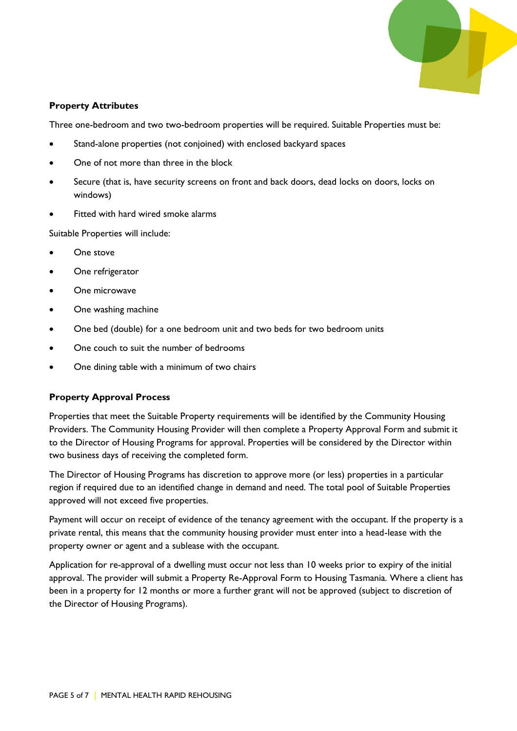**Property Attributes**

Three one-bedroom and two two-bedroom properties will be required. Suitable Properties must be:

- Stand-alone properties (not conjoined) with enclosed backyard spaces
- One of not more than three in the block
- Secure (that is, have security screens on front and back doors, dead locks on doors, locks on windows)
- Fitted with hard wired smoke alarms

Suitable Properties will include:

- One stove
- One refrigerator
- One microwave
- One washing machine
- One bed (double) for a one bedroom unit and two beds for two bedroom units
- One couch to suit the number of bedrooms
- One dining table with a minimum of two chairs

**Property Approval Process**

Properties that meet the Suitable Property requirements will be identified by the Community Housing Providers. The Community Housing Provider will then complete a Property Approval Form and submit it to the Director of Housing Programs for approval. Properties will be considered by the Director within two business days of receiving the completed form.

The Director of Housing Programs has discretion to approve more (or less) properties in a particular region if required due to an identified change in demand and need. The total pool of Suitable Properties approved will not exceed five properties.

Payment will occur on receipt of evidence of the tenancy agreement with the occupant. If the property is a private rental, this means that the community housing provider must enter into a head-lease with the property owner or agent and a sublease with the occupant.

Application for re-approval of a dwelling must occur not less than 10 weeks prior to expiry of the initial approval. The provider will submit a Property Re-Approval Form to Housing Tasmania. Where a client has been in a property for 12 months or more a further grant will not be approved (subject to discretion of the Director of Housing Programs).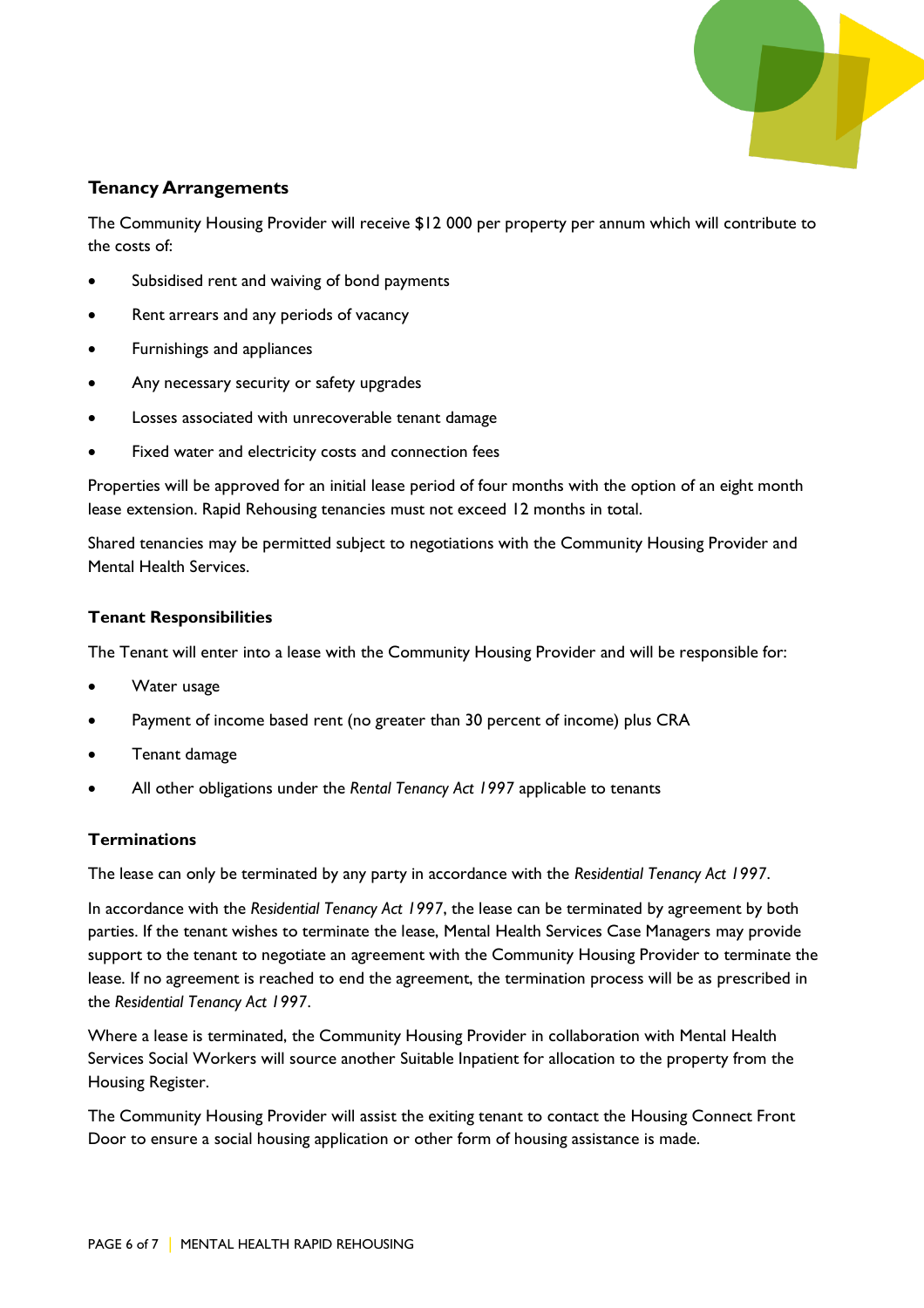### Tenancy Arrangements

The Community Housing Provider will receive $12 000 per property per annum which will contribute to the costs of:

- Subsidised rent and waiving of bond payments
- Rent arrears and any periods of vacancy
- Furnishings and appliances
- Any necessary security or safety upgrades
- Losses associated with unrecoverable tenant damage
- Fixed water and electricity costs and connection fees

Properties will be approved for an initial lease period of four months with the option of an eight month lease extension. Rapid Rehousing tenancies must not exceed 12 months in total.

Shared tenancies may be permitted subject to negotiations with the Community Housing Provider and Mental Health Services.

#### Tenant Responsibilities

The Tenant will enter into a lease with the Community Housing Provider and will be responsible for:

- Water usage
- Payment of income based rent (no greater than 30 percent of income) plus CRA
- Tenant damage
- All other obligations under the *Rental Tenancy Act 1997* applicable to tenants

#### Terminations

The lease can only be terminated by any party in accordance with the *Residential Tenancy Act 1997*.

In accordance with the *Residential Tenancy Act 1997*, the lease can be terminated by agreement by both parties. If the tenant wishes to terminate the lease, Mental Health Services Case Managers may provide support to the tenant to negotiate an agreement with the Community Housing Provider to terminate the lease. If no agreement is reached to end the agreement, the termination process will be as prescribed in the *Residential Tenancy Act 1997*.

Where a lease is terminated, the Community Housing Provider in collaboration with Mental Health Services Social Workers will source another Suitable Inpatient for allocation to the property from the Housing Register.

The Community Housing Provider will assist the exiting tenant to contact the Housing Connect Front Door to ensure a social housing application or other form of housing assistance is made.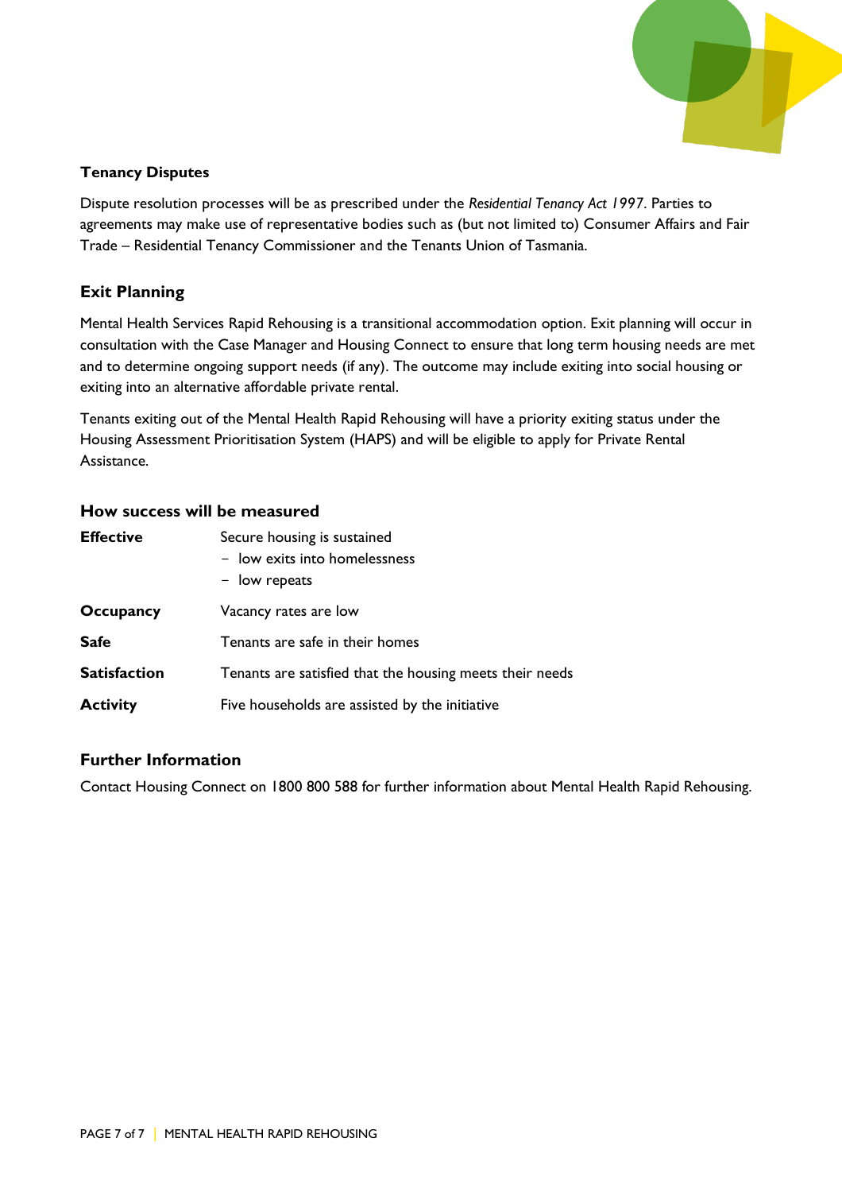### Tenancy Disputes

Dispute resolution processes will be as prescribed under the *Residential Tenancy Act 1997*. Parties to agreements may make use of representative bodies such as (but not limited to) Consumer Affairs and Fair Trade – Residential Tenancy Commissioner and the Tenants Union of Tasmania.

## Exit Planning

Mental Health Services Rapid Rehousing is a transitional accommodation option. Exit planning will occur in consultation with the Case Manager and Housing Connect to ensure that long term housing needs are met and to determine ongoing support needs (if any). The outcome may include exiting into social housing or exiting into an alternative affordable private rental.

Tenants exiting out of the Mental Health Rapid Rehousing will have a priority exiting status under the Housing Assessment Prioritisation System (HAPS) and will be eligible to apply for Private Rental Assistance.

## How success will be measured

| | |
|---|---|
| **Effective** | Secure housing is sustained<br>– low exits into homelessness<br>– low repeats |
| **Occupancy** | Vacancy rates are low |
| **Safe** | Tenants are safe in their homes |
| **Satisfaction** | Tenants are satisfied that the housing meets their needs |
| **Activity** | Five households are assisted by the initiative |

## Further Information

Contact Housing Connect on 1800 800 588 for further information about Mental Health Rapid Rehousing.